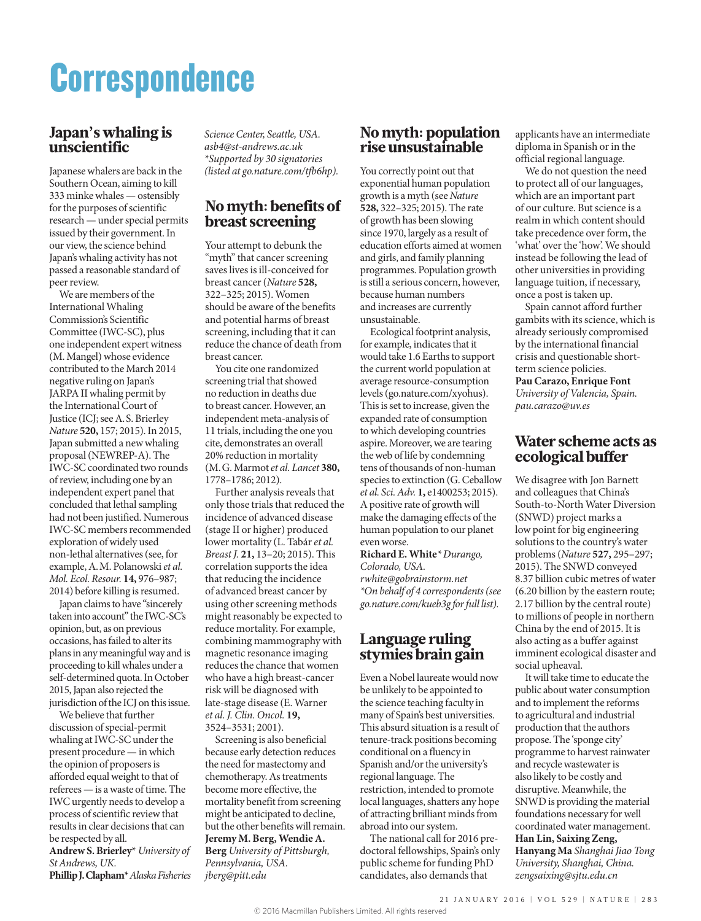# Correspondence

## Japan's whaling is unscientific

Japanese whalers are back in the Southern Ocean, aiming to kill 333 minke whales — ostensibly for the purposes of scientific research — under special permits issued by their government. In our view, the science behind Japan's whaling activity has not passed a reasonable standard of peer review.

We are members of the International Whaling Commission's Scientific Committee (IWC-SC), plus one independent expert witness (M. Mangel) whose evidence contributed to the March 2014 negative ruling on Japan's JARPA II whaling permit by the International Court of Justice (ICJ; see A. S. Brierley *Nature* **520,** 157; 2015). In 2015, Japan submitted a new whaling proposal (NEWREP-A). The IWC-SC coordinated two rounds of review, including one by an independent expert panel that concluded that lethal sampling had not been justified. Numerous IWC-SC members recommended exploration of widely used non-lethal alternatives (see, for example, A. M. Polanowski *et al. Mol. Ecol. Resour.* **14,** 976–987; 2014) before killing is resumed.

Japan claims to have "sincerely taken into account" the IWC-SC's opinion, but, as on previous occasions, has failed to alter its plans in any meaningful way and is proceeding to kill whales under a self-determined quota. In October 2015, Japan also rejected the jurisdiction of the ICJ on this issue.

We believe that further discussion of special-permit whaling at IWC-SC under the present procedure — in which the opinion of proposers is afforded equal weight to that of referees — is a waste of time. The IWC urgently needs to develop a process of scientific review that results in clear decisions that can be respected by all.

**Andrew S. Brierley\*** *University of St Andrews, UK.*
**Phillip J. Clapham\*** *Alaska Fisheries Science Center, Seattle, USA.*
*asb4@st-andrews.ac.uk*
*\*Supported by 30 signatories (listed at go.nature.com/tfb6hp).*

## No myth: benefits of breast screening

Your attempt to debunk the "myth" that cancer screening saves lives is ill-conceived for breast cancer (*Nature* **528,** 322–325; 2015). Women should be aware of the benefits and potential harms of breast screening, including that it can reduce the chance of death from breast cancer.

You cite one randomized screening trial that showed no reduction in deaths due to breast cancer. However, an independent meta-analysis of 11 trials, including the one you cite, demonstrates an overall 20% reduction in mortality (M. G. Marmot *et al. Lancet* **380,** 1778–1786; 2012).

Further analysis reveals that only those trials that reduced the incidence of advanced disease (stage II or higher) produced lower mortality (L. Tabár *et al. Breast J.* **21,** 13–20; 2015). This correlation supports the idea that reducing the incidence of advanced breast cancer by using other screening methods might reasonably be expected to reduce mortality. For example, combining mammography with magnetic resonance imaging reduces the chance that women who have a high breast-cancer risk will be diagnosed with late-stage disease (E. Warner *et al. J. Clin. Oncol.* **19,** 3524–3531; 2001).

Screening is also beneficial because early detection reduces the need for mastectomy and chemotherapy. As treatments become more effective, the mortality benefit from screening might be anticipated to decline, but the other benefits will remain.

**Jeremy M. Berg, Wendie A. Berg** *University of Pittsburgh, Pennsylvania, USA.*
*jberg@pitt.edu*

## No myth: population rise unsustainable

You correctly point out that exponential human population growth is a myth (see *Nature* **528,** 322–325; 2015). The rate of growth has been slowing since 1970, largely as a result of education efforts aimed at women and girls, and family planning programmes. Population growth is still a serious concern, however, because human numbers and increases are currently unsustainable.

Ecological footprint analysis, for example, indicates that it would take 1.6 Earths to support the current world population at average resource-consumption levels (go.nature.com/xyohus). This is set to increase, given the expanded rate of consumption to which developing countries aspire. Moreover, we are tearing the web of life by condemning tens of thousands of non-human species to extinction (G. Ceballow *et al. Sci. Adv.* **1,** e1400253; 2015). A positive rate of growth will make the damaging effects of the human population to our planet even worse.

**Richard E. White\*** *Durango, Colorado, USA.*
*rwhite@gobrainstorm.net*
*\*On behalf of 4 correspondents (see go.nature.com/kueb3g for full list).*

## Language ruling stymies brain gain

Even a Nobel laureate would now be unlikely to be appointed to the science teaching faculty in many of Spain's best universities. This absurd situation is a result of tenure-track positions becoming conditional on a fluency in Spanish and/or the university's regional language. The restriction, intended to promote local languages, shatters any hope of attracting brilliant minds from abroad into our system.

The national call for 2016 pre-doctoral fellowships, Spain's only public scheme for funding PhD candidates, also demands that applicants have an intermediate diploma in Spanish or in the official regional language.

We do not question the need to protect all of our languages, which are an important part of our culture. But science is a realm in which content should take precedence over form, the 'what' over the 'how'. We should instead be following the lead of other universities in providing language tuition, if necessary, once a post is taken up.

Spain cannot afford further gambits with its science, which is already seriously compromised by the international financial crisis and questionable short-term science policies.

**Pau Carazo, Enrique Font** *University of Valencia, Spain.*
*pau.carazo@uv.es*

## Water scheme acts as ecological buffer

We disagree with Jon Barnett and colleagues that China's South-to-North Water Diversion (SNWD) project marks a low point for big engineering solutions to the country's water problems (*Nature* **527,** 295–297; 2015). The SNWD conveyed 8.37 billion cubic metres of water (6.20 billion by the eastern route; 2.17 billion by the central route) to millions of people in northern China by the end of 2015. It is also acting as a buffer against imminent ecological disaster and social upheaval.

It will take time to educate the public about water consumption and to implement the reforms to agricultural and industrial production that the authors propose. The 'sponge city' programme to harvest rainwater and recycle wastewater is also likely to be costly and disruptive. Meanwhile, the SNWD is providing the material foundations necessary for well coordinated water management.

**Han Lin, Saixing Zeng, Hanyang Ma** *Shanghai Jiao Tong University, Shanghai, China.*
*zengsaixing@sjtu.edu.cn*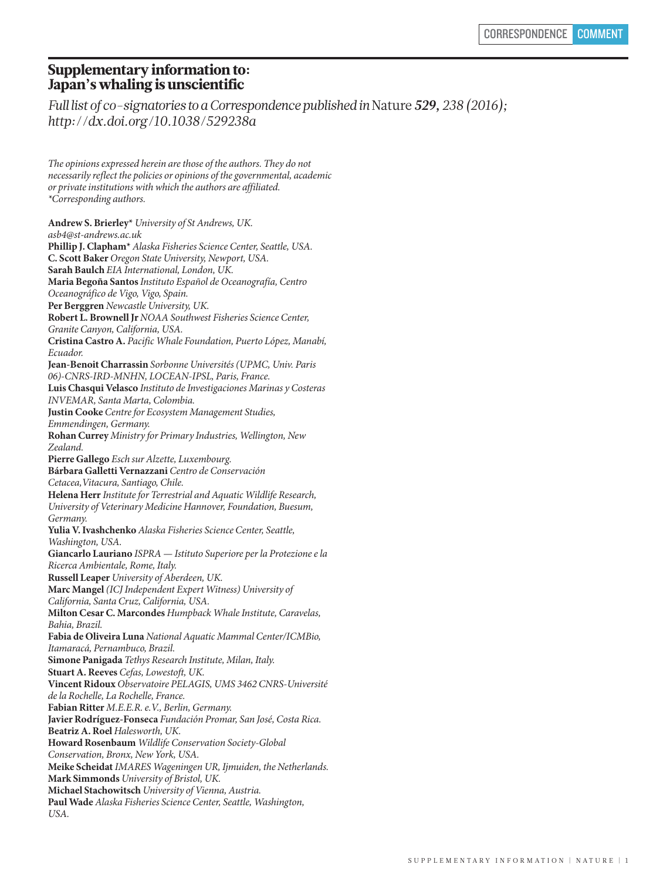# Supplementary information to: Japan's whaling is unscientific

*Full list of co-signatories to a Correspondence published in* Nature ***529****, 238 (2016); http://dx.doi.org/10.1038/529238a*

*The opinions expressed herein are those of the authors. They do not necessarily reflect the policies or opinions of the governmental, academic or private institutions with which the authors are affiliated.*
*\*Corresponding authors.*

**Andrew S. Brierley*** *University of St Andrews, UK.*
*asb4@st-andrews.ac.uk*
**Phillip J. Clapham*** *Alaska Fisheries Science Center, Seattle, USA.*
**C. Scott Baker** *Oregon State University, Newport, USA.*
**Sarah Baulch** *EIA International, London, UK.*
**Maria Begoña Santos** *Instituto Español de Oceanografía, Centro Oceanográfico de Vigo, Vigo, Spain.*
**Per Berggren** *Newcastle University, UK.*
**Robert L. Brownell Jr** *NOAA Southwest Fisheries Science Center, Granite Canyon, California, USA.*
**Cristina Castro A.** *Pacific Whale Foundation, Puerto López, Manabí, Ecuador.*
**Jean-Benoit Charrassin** *Sorbonne Universités (UPMC, Univ. Paris 06)-CNRS-IRD-MNHN, LOCEAN-IPSL, Paris, France.*
**Luis Chasqui Velasco** *Instituto de Investigaciones Marinas y Costeras INVEMAR, Santa Marta, Colombia.*
**Justin Cooke** *Centre for Ecosystem Management Studies, Emmendingen, Germany.*
**Rohan Currey** *Ministry for Primary Industries, Wellington, New Zealand.*
**Pierre Gallego** *Esch sur Alzette, Luxembourg.*
**Bárbara Galletti Vernazzani** *Centro de Conservación Cetacea,Vitacura, Santiago, Chile.*
**Helena Herr** *Institute for Terrestrial and Aquatic Wildlife Research, University of Veterinary Medicine Hannover, Foundation, Buesum, Germany.*
**Yulia V. Ivashchenko** *Alaska Fisheries Science Center, Seattle, Washington, USA.*
**Giancarlo Lauriano** *ISPRA — Istituto Superiore per la Protezione e la Ricerca Ambientale, Rome, Italy.*
**Russell Leaper** *University of Aberdeen, UK.*
**Marc Mangel** *(ICJ Independent Expert Witness) University of California, Santa Cruz, California, USA.*
**Milton Cesar C. Marcondes** *Humpback Whale Institute, Caravelas, Bahia, Brazil.*
**Fabia de Oliveira Luna** *National Aquatic Mammal Center/ICMBio, Itamaracá, Pernambuco, Brazil.*
**Simone Panigada** *Tethys Research Institute, Milan, Italy.*
**Stuart A. Reeves** *Cefas, Lowestoft, UK.*
**Vincent Ridoux** *Observatoire PELAGIS, UMS 3462 CNRS-Université de la Rochelle, La Rochelle, France.*
**Fabian Ritter** *M.E.E.R. e.V., Berlin, Germany.*
**Javier Rodríguez-Fonseca** *Fundación Promar, San José, Costa Rica.*
**Beatriz A. Roel** *Halesworth, UK.*
**Howard Rosenbaum** *Wildlife Conservation Society-Global Conservation, Bronx, New York, USA.*
**Meike Scheidat** *IMARES Wageningen UR, Ijmuiden, the Netherlands.*
**Mark Simmonds** *University of Bristol, UK.*
**Michael Stachowitsch** *University of Vienna, Austria.*
**Paul Wade** *Alaska Fisheries Science Center, Seattle, Washington, USA.*